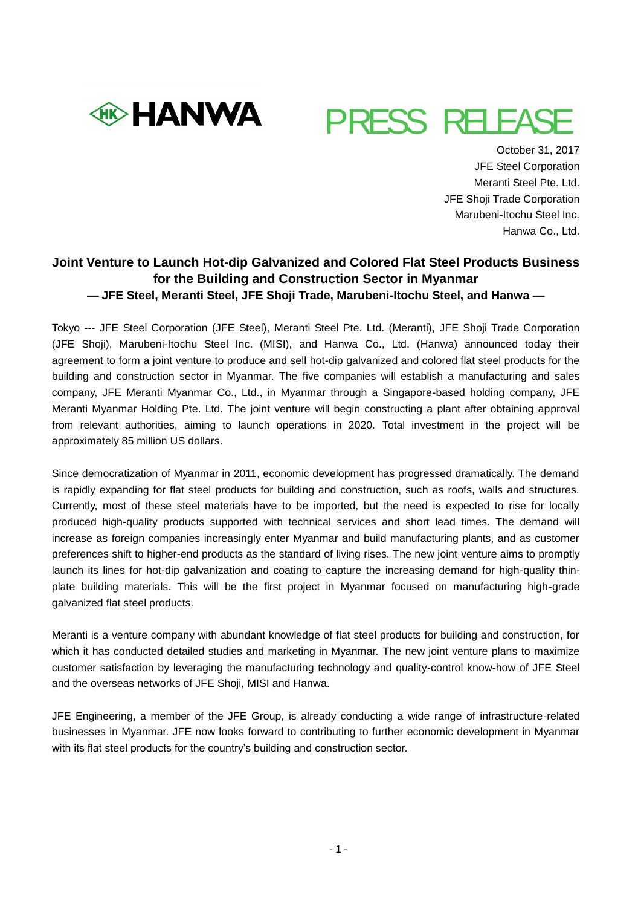HANWA

# PRESS RELEASE

October 31, 2017
JFE Steel Corporation
Meranti Steel Pte. Ltd.
JFE Shoji Trade Corporation
Marubeni-Itochu Steel Inc.
Hanwa Co., Ltd.

## Joint Venture to Launch Hot-dip Galvanized and Colored Flat Steel Products Business for the Building and Construction Sector in Myanmar

### — JFE Steel, Meranti Steel, JFE Shoji Trade, Marubeni-Itochu Steel, and Hanwa —

Tokyo --- JFE Steel Corporation (JFE Steel), Meranti Steel Pte. Ltd. (Meranti), JFE Shoji Trade Corporation (JFE Shoji), Marubeni-Itochu Steel Inc. (MISI), and Hanwa Co., Ltd. (Hanwa) announced today their agreement to form a joint venture to produce and sell hot-dip galvanized and colored flat steel products for the building and construction sector in Myanmar. The five companies will establish a manufacturing and sales company, JFE Meranti Myanmar Co., Ltd., in Myanmar through a Singapore-based holding company, JFE Meranti Myanmar Holding Pte. Ltd. The joint venture will begin constructing a plant after obtaining approval from relevant authorities, aiming to launch operations in 2020. Total investment in the project will be approximately 85 million US dollars.

Since democratization of Myanmar in 2011, economic development has progressed dramatically. The demand is rapidly expanding for flat steel products for building and construction, such as roofs, walls and structures. Currently, most of these steel materials have to be imported, but the need is expected to rise for locally produced high-quality products supported with technical services and short lead times. The demand will increase as foreign companies increasingly enter Myanmar and build manufacturing plants, and as customer preferences shift to higher-end products as the standard of living rises. The new joint venture aims to promptly launch its lines for hot-dip galvanization and coating to capture the increasing demand for high-quality thin-plate building materials. This will be the first project in Myanmar focused on manufacturing high-grade galvanized flat steel products.

Meranti is a venture company with abundant knowledge of flat steel products for building and construction, for which it has conducted detailed studies and marketing in Myanmar. The new joint venture plans to maximize customer satisfaction by leveraging the manufacturing technology and quality-control know-how of JFE Steel and the overseas networks of JFE Shoji, MISI and Hanwa.

JFE Engineering, a member of the JFE Group, is already conducting a wide range of infrastructure-related businesses in Myanmar. JFE now looks forward to contributing to further economic development in Myanmar with its flat steel products for the country's building and construction sector.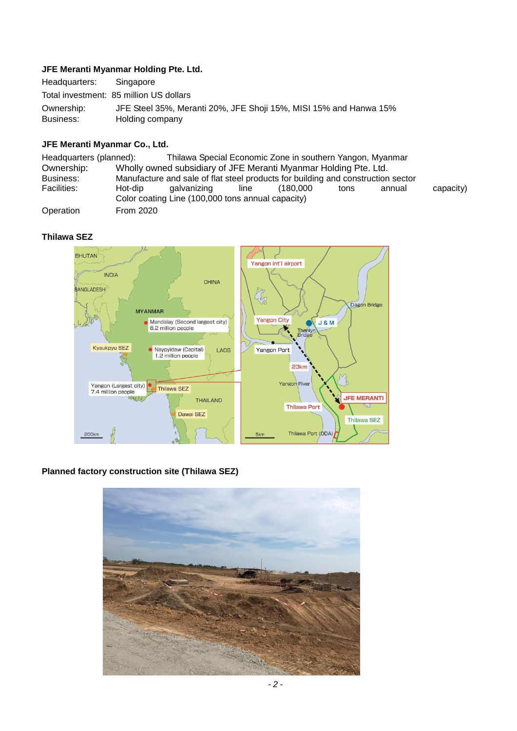**JFE Meranti Myanmar Holding Pte. Ltd.**

Headquarters: Singapore

Total investment: 85 million US dollars

Ownership: JFE Steel 35%, Meranti 20%, JFE Shoji 15%, MISI 15% and Hanwa 15%

Business: Holding company

**JFE Meranti Myanmar Co., Ltd.**

Headquarters (planned): Thilawa Special Economic Zone in southern Yangon, Myanmar

Ownership: Wholly owned subsidiary of JFE Meranti Myanmar Holding Pte. Ltd.

Business: Manufacture and sale of flat steel products for building and construction sector

Facilities: Hot-dip galvanizing line (180,000 tons annual capacity)
Color coating Line (100,000 tons annual capacity)

Operation From 2020

**Thilawa SEZ**

**Planned factory construction site (Thilawa SEZ)**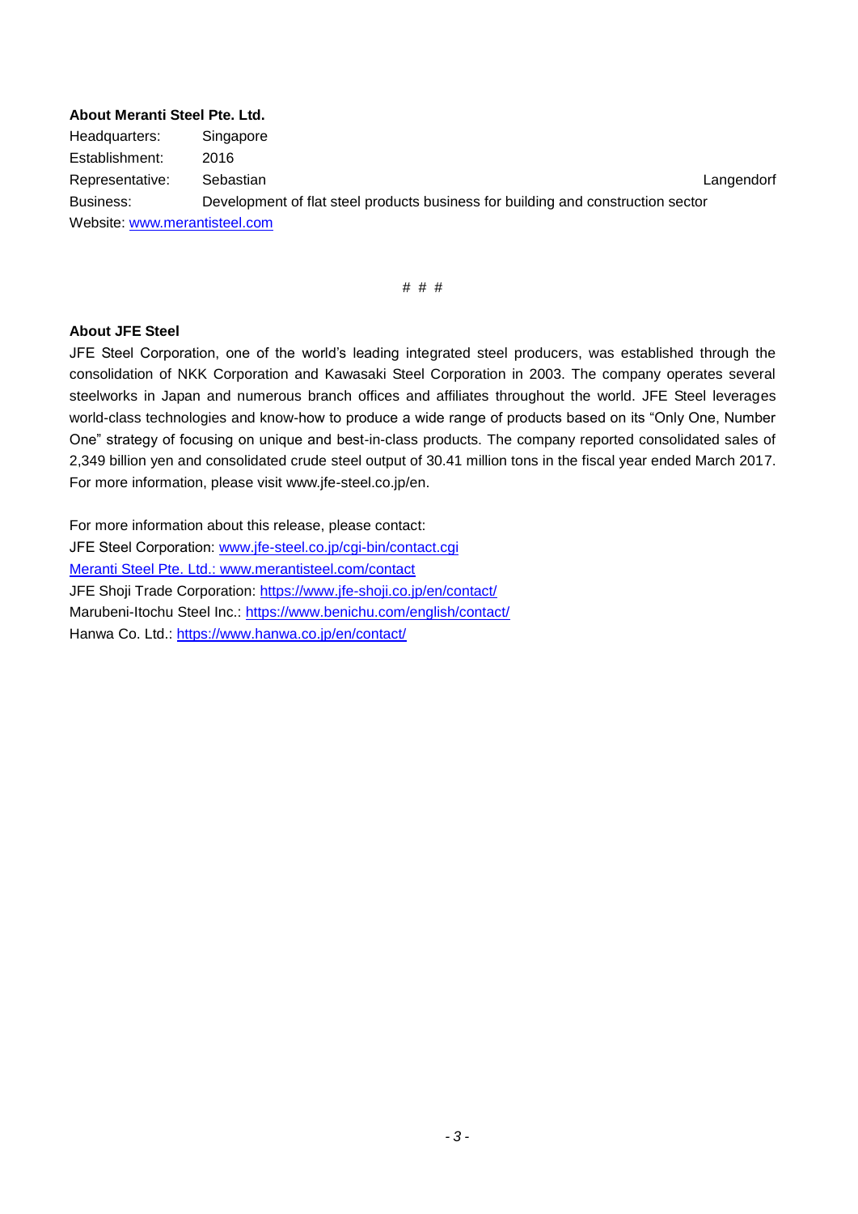**About Meranti Steel Pte. Ltd.**

| | |
|---|---|
| Headquarters: | Singapore |
| Establishment: | 2016 |
| Representative: | Sebastian Langendorf |
| Business: | Development of flat steel products business for building and construction sector |

Website: www.merantisteel.com

# # #

**About JFE Steel**

JFE Steel Corporation, one of the world's leading integrated steel producers, was established through the consolidation of NKK Corporation and Kawasaki Steel Corporation in 2003. The company operates several steelworks in Japan and numerous branch offices and affiliates throughout the world. JFE Steel leverages world-class technologies and know-how to produce a wide range of products based on its "Only One, Number One" strategy of focusing on unique and best-in-class products. The company reported consolidated sales of 2,349 billion yen and consolidated crude steel output of 30.41 million tons in the fiscal year ended March 2017. For more information, please visit www.jfe-steel.co.jp/en.

For more information about this release, please contact:
JFE Steel Corporation: www.jfe-steel.co.jp/cgi-bin/contact.cgi
Meranti Steel Pte. Ltd.: www.merantisteel.com/contact
JFE Shoji Trade Corporation: https://www.jfe-shoji.co.jp/en/contact/
Marubeni-Itochu Steel Inc.: https://www.benichu.com/english/contact/
Hanwa Co. Ltd.: https://www.hanwa.co.jp/en/contact/